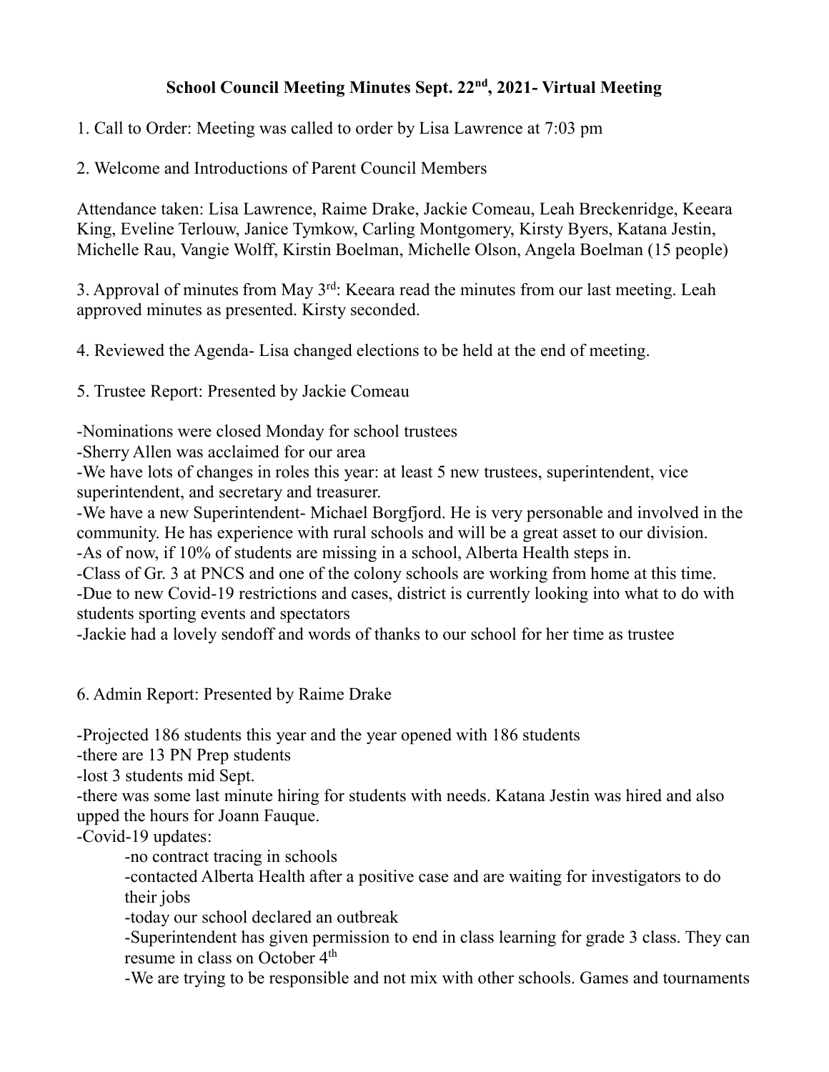# School Council Meeting Minutes Sept. 22nd, 2021- Virtual Meeting

1. Call to Order: Meeting was called to order by Lisa Lawrence at 7:03 pm

2. Welcome and Introductions of Parent Council Members

Attendance taken: Lisa Lawrence, Raime Drake, Jackie Comeau, Leah Breckenridge, Keeara King, Eveline Terlouw, Janice Tymkow, Carling Montgomery, Kirsty Byers, Katana Jestin, Michelle Rau, Vangie Wolff, Kirstin Boelman, Michelle Olson, Angela Boelman (15 people)

3. Approval of minutes from May 3rd: Keeara read the minutes from our last meeting. Leah approved minutes as presented. Kirsty seconded.

4. Reviewed the Agenda- Lisa changed elections to be held at the end of meeting.

5. Trustee Report: Presented by Jackie Comeau

-Nominations were closed Monday for school trustees
-Sherry Allen was acclaimed for our area
-We have lots of changes in roles this year: at least 5 new trustees, superintendent, vice superintendent, and secretary and treasurer.
-We have a new Superintendent- Michael Borgfjord. He is very personable and involved in the community. He has experience with rural schools and will be a great asset to our division.
-As of now, if 10% of students are missing in a school, Alberta Health steps in.
-Class of Gr. 3 at PNCS and one of the colony schools are working from home at this time.
-Due to new Covid-19 restrictions and cases, district is currently looking into what to do with students sporting events and spectators
-Jackie had a lovely sendoff and words of thanks to our school for her time as trustee

6. Admin Report: Presented by Raime Drake

-Projected 186 students this year and the year opened with 186 students
-there are 13 PN Prep students
-lost 3 students mid Sept.
-there was some last minute hiring for students with needs. Katana Jestin was hired and also upped the hours for Joann Fauque.
-Covid-19 updates:
- -no contract tracing in schools
- -contacted Alberta Health after a positive case and are waiting for investigators to do their jobs
- -today our school declared an outbreak
- -Superintendent has given permission to end in class learning for grade 3 class. They can resume in class on October 4th
- -We are trying to be responsible and not mix with other schools. Games and tournaments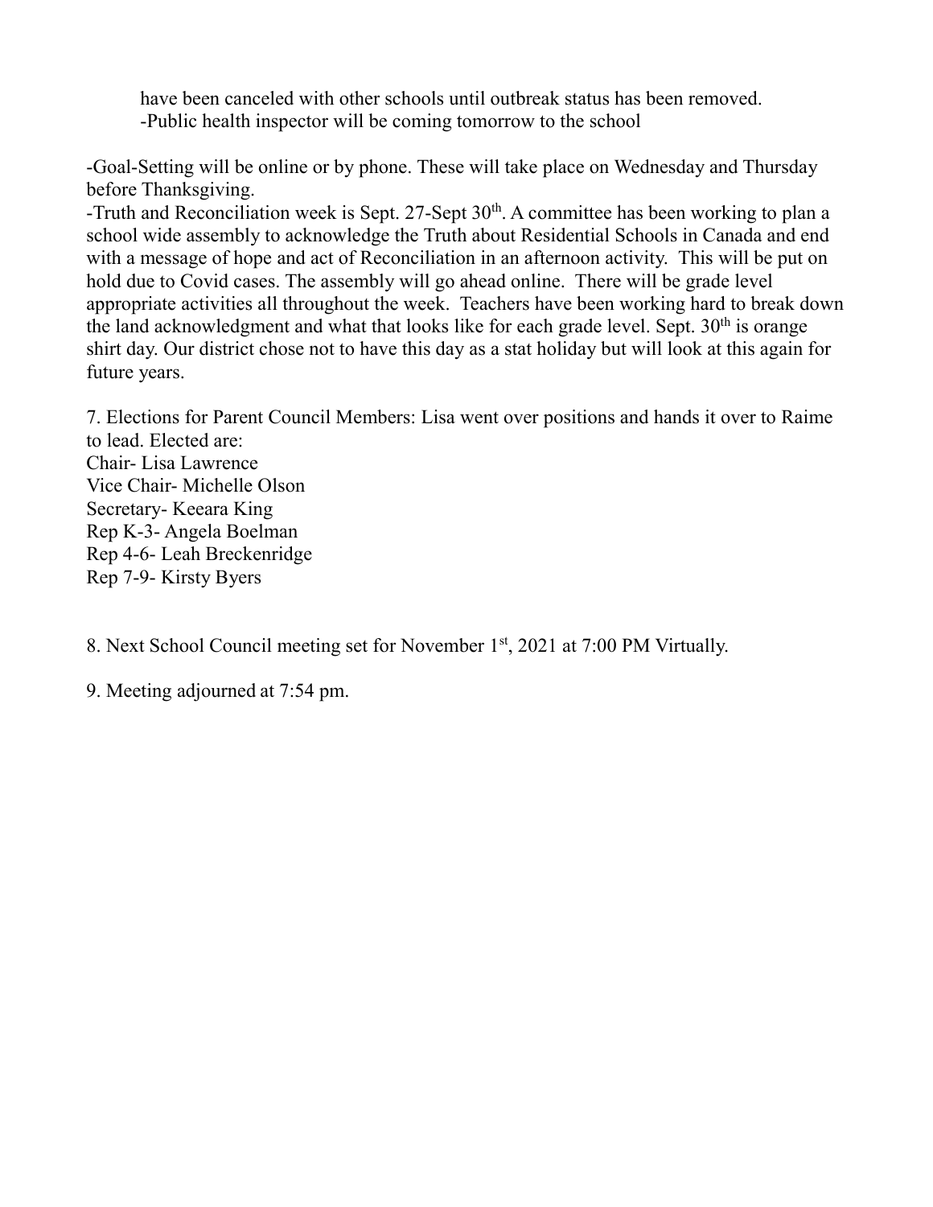have been canceled with other schools until outbreak status has been removed.
-Public health inspector will be coming tomorrow to the school

-Goal-Setting will be online or by phone. These will take place on Wednesday and Thursday before Thanksgiving.
-Truth and Reconciliation week is Sept. 27-Sept 30th. A committee has been working to plan a school wide assembly to acknowledge the Truth about Residential Schools in Canada and end with a message of hope and act of Reconciliation in an afternoon activity. This will be put on hold due to Covid cases. The assembly will go ahead online. There will be grade level appropriate activities all throughout the week. Teachers have been working hard to break down the land acknowledgment and what that looks like for each grade level. Sept. 30th is orange shirt day. Our district chose not to have this day as a stat holiday but will look at this again for future years.

7. Elections for Parent Council Members: Lisa went over positions and hands it over to Raime to lead. Elected are:
Chair- Lisa Lawrence
Vice Chair- Michelle Olson
Secretary- Keeara King
Rep K-3- Angela Boelman
Rep 4-6- Leah Breckenridge
Rep 7-9- Kirsty Byers

8. Next School Council meeting set for November 1st, 2021 at 7:00 PM Virtually.

9. Meeting adjourned at 7:54 pm.